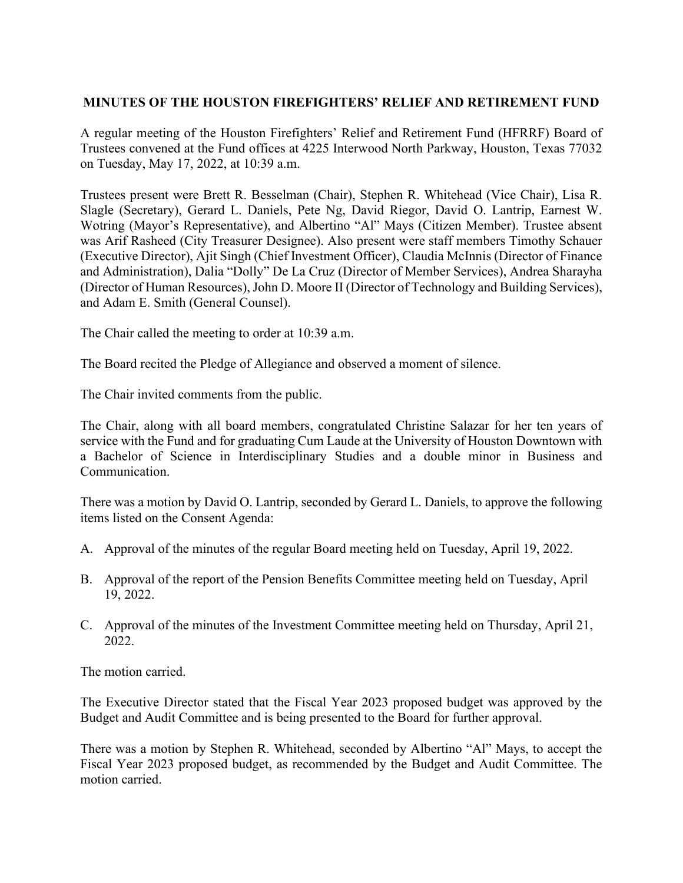# MINUTES OF THE HOUSTON FIREFIGHTERS' RELIEF AND RETIREMENT FUND

A regular meeting of the Houston Firefighters' Relief and Retirement Fund (HFRRF) Board of Trustees convened at the Fund offices at 4225 Interwood North Parkway, Houston, Texas 77032 on Tuesday, May 17, 2022, at 10:39 a.m.

Trustees present were Brett R. Besselman (Chair), Stephen R. Whitehead (Vice Chair), Lisa R. Slagle (Secretary), Gerard L. Daniels, Pete Ng, David Riegor, David O. Lantrip, Earnest W. Wotring (Mayor's Representative), and Albertino "Al" Mays (Citizen Member). Trustee absent was Arif Rasheed (City Treasurer Designee). Also present were staff members Timothy Schauer (Executive Director), Ajit Singh (Chief Investment Officer), Claudia McInnis (Director of Finance and Administration), Dalia "Dolly" De La Cruz (Director of Member Services), Andrea Sharayha (Director of Human Resources), John D. Moore II (Director of Technology and Building Services), and Adam E. Smith (General Counsel).

The Chair called the meeting to order at 10:39 a.m.

The Board recited the Pledge of Allegiance and observed a moment of silence.

The Chair invited comments from the public.

The Chair, along with all board members, congratulated Christine Salazar for her ten years of service with the Fund and for graduating Cum Laude at the University of Houston Downtown with a Bachelor of Science in Interdisciplinary Studies and a double minor in Business and Communication.

There was a motion by David O. Lantrip, seconded by Gerard L. Daniels, to approve the following items listed on the Consent Agenda:

A. Approval of the minutes of the regular Board meeting held on Tuesday, April 19, 2022.

B. Approval of the report of the Pension Benefits Committee meeting held on Tuesday, April 19, 2022.

C. Approval of the minutes of the Investment Committee meeting held on Thursday, April 21, 2022.

The motion carried.

The Executive Director stated that the Fiscal Year 2023 proposed budget was approved by the Budget and Audit Committee and is being presented to the Board for further approval.

There was a motion by Stephen R. Whitehead, seconded by Albertino "Al" Mays, to accept the Fiscal Year 2023 proposed budget, as recommended by the Budget and Audit Committee. The motion carried.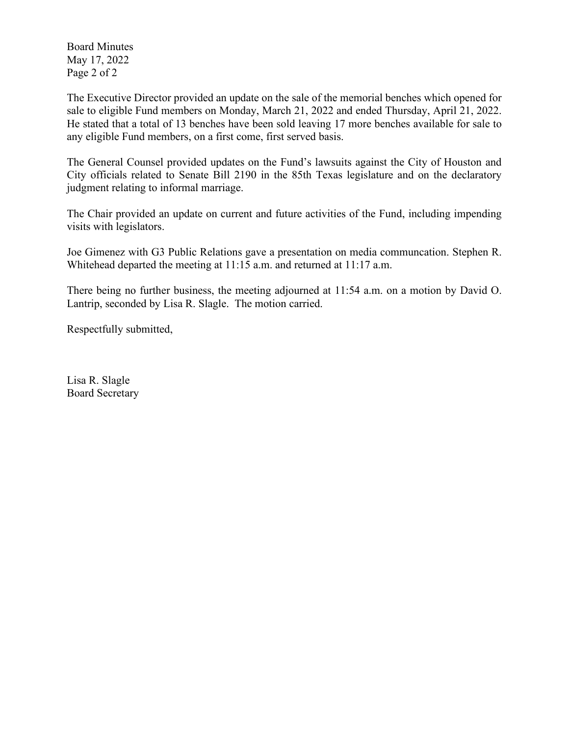The Executive Director provided an update on the sale of the memorial benches which opened for sale to eligible Fund members on Monday, March 21, 2022 and ended Thursday, April 21, 2022. He stated that a total of 13 benches have been sold leaving 17 more benches available for sale to any eligible Fund members, on a first come, first served basis.

The General Counsel provided updates on the Fund's lawsuits against the City of Houston and City officials related to Senate Bill 2190 in the 85th Texas legislature and on the declaratory judgment relating to informal marriage.

The Chair provided an update on current and future activities of the Fund, including impending visits with legislators.

Joe Gimenez with G3 Public Relations gave a presentation on media communcation. Stephen R. Whitehead departed the meeting at 11:15 a.m. and returned at 11:17 a.m.

There being no further business, the meeting adjourned at 11:54 a.m. on a motion by David O. Lantrip, seconded by Lisa R. Slagle. The motion carried.

Respectfully submitted,

Lisa R. Slagle
Board Secretary